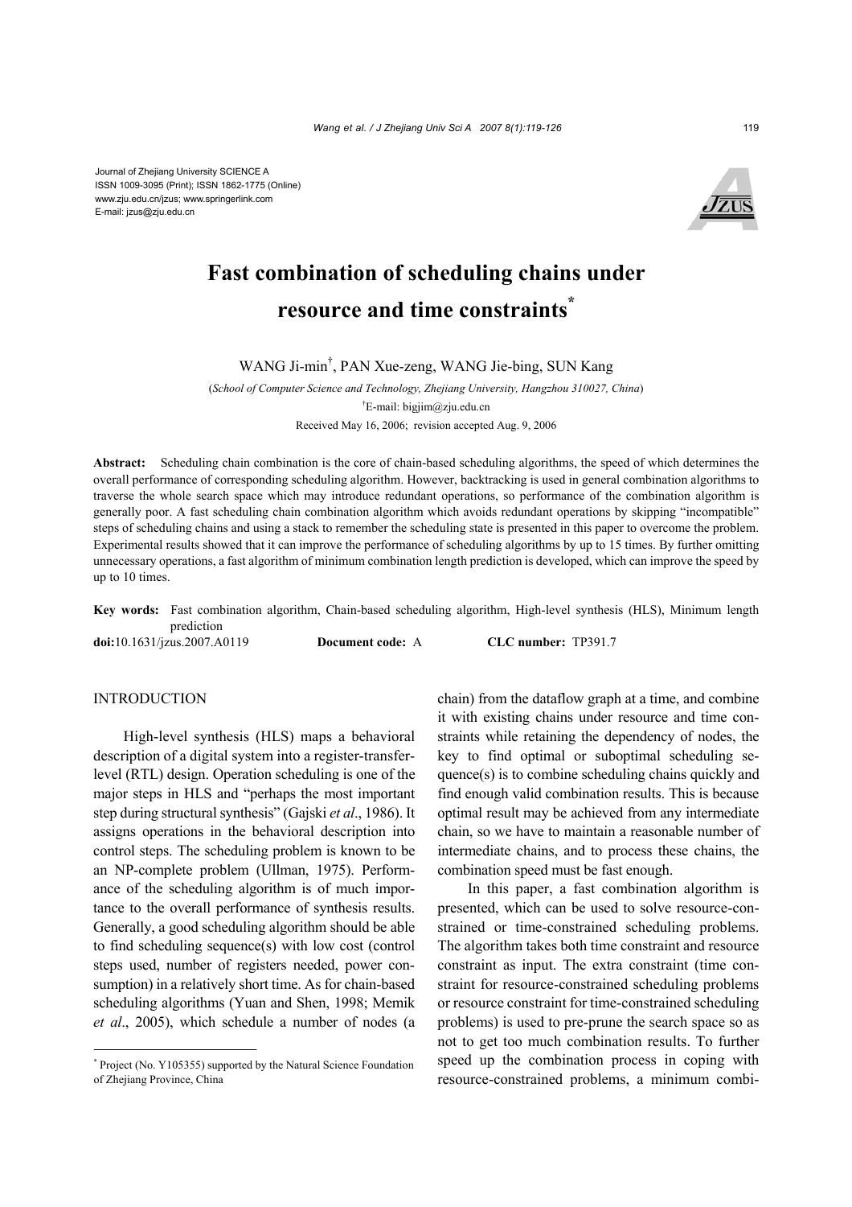Journal of Zhejiang University SCIENCE A
ISSN 1009-3095 (Print); ISSN 1862-1775 (Online)
www.zju.edu.cn/jzus; www.springerlink.com
E-mail: jzus@zju.edu.cn

# Fast combination of scheduling chains under resource and time constraints*

WANG Ji-min†, PAN Xue-zeng, WANG Jie-bing, SUN Kang

(*School of Computer Science and Technology, Zhejiang University, Hangzhou 310027, China*)

†E-mail: bigjim@zju.edu.cn

Received May 16, 2006; revision accepted Aug. 9, 2006

**Abstract:** Scheduling chain combination is the core of chain-based scheduling algorithms, the speed of which determines the overall performance of corresponding scheduling algorithm. However, backtracking is used in general combination algorithms to traverse the whole search space which may introduce redundant operations, so performance of the combination algorithm is generally poor. A fast scheduling chain combination algorithm which avoids redundant operations by skipping "incompatible" steps of scheduling chains and using a stack to remember the scheduling state is presented in this paper to overcome the problem. Experimental results showed that it can improve the performance of scheduling algorithms by up to 15 times. By further omitting unnecessary operations, a fast algorithm of minimum combination length prediction is developed, which can improve the speed by up to 10 times.

**Key words:** Fast combination algorithm, Chain-based scheduling algorithm, High-level synthesis (HLS), Minimum length prediction

**doi:**10.1631/jzus.2007.A0119 **Document code:** A **CLC number:** TP391.7

## INTRODUCTION

High-level synthesis (HLS) maps a behavioral description of a digital system into a register-transfer-level (RTL) design. Operation scheduling is one of the major steps in HLS and "perhaps the most important step during structural synthesis" (Gajski *et al*., 1986). It assigns operations in the behavioral description into control steps. The scheduling problem is known to be an NP-complete problem (Ullman, 1975). Performance of the scheduling algorithm is of much importance to the overall performance of synthesis results. Generally, a good scheduling algorithm should be able to find scheduling sequence(s) with low cost (control steps used, number of registers needed, power consumption) in a relatively short time. As for chain-based scheduling algorithms (Yuan and Shen, 1998; Memik *et al*., 2005), which schedule a number of nodes (a chain) from the dataflow graph at a time, and combine it with existing chains under resource and time constraints while retaining the dependency of nodes, the key to find optimal or suboptimal scheduling sequence(s) is to combine scheduling chains quickly and find enough valid combination results. This is because optimal result may be achieved from any intermediate chain, so we have to maintain a reasonable number of intermediate chains, and to process these chains, the combination speed must be fast enough.

In this paper, a fast combination algorithm is presented, which can be used to solve resource-constrained or time-constrained scheduling problems. The algorithm takes both time constraint and resource constraint as input. The extra constraint (time constraint for resource-constrained scheduling problems or resource constraint for time-constrained scheduling problems) is used to pre-prune the search space so as not to get too much combination results. To further speed up the combination process in coping with resource-constrained problems, a minimum combi-

---

* Project (No. Y105355) supported by the Natural Science Foundation of Zhejiang Province, China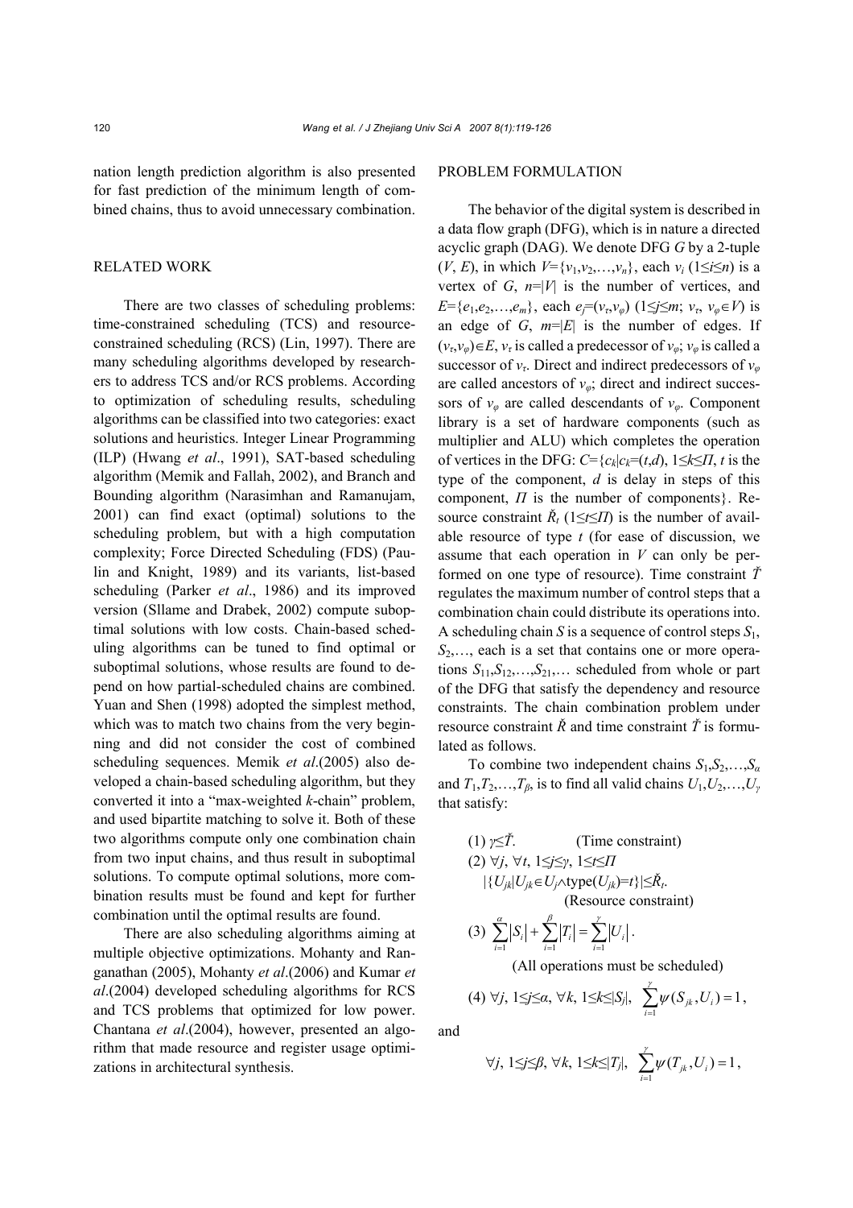nation length prediction algorithm is also presented for fast prediction of the minimum length of combined chains, thus to avoid unnecessary combination.

## RELATED WORK

There are two classes of scheduling problems: time-constrained scheduling (TCS) and resource-constrained scheduling (RCS) (Lin, 1997). There are many scheduling algorithms developed by researchers to address TCS and/or RCS problems. According to optimization of scheduling results, scheduling algorithms can be classified into two categories: exact solutions and heuristics. Integer Linear Programming (ILP) (Hwang *et al*., 1991), SAT-based scheduling algorithm (Memik and Fallah, 2002), and Branch and Bounding algorithm (Narasimhan and Ramanujam, 2001) can find exact (optimal) solutions to the scheduling problem, but with a high computation complexity; Force Directed Scheduling (FDS) (Paulin and Knight, 1989) and its variants, list-based scheduling (Parker *et al*., 1986) and its improved version (Sllame and Drabek, 2002) compute suboptimal solutions with low costs. Chain-based scheduling algorithms can be tuned to find optimal or suboptimal solutions, whose results are found to depend on how partial-scheduled chains are combined. Yuan and Shen (1998) adopted the simplest method, which was to match two chains from the very beginning and did not consider the cost of combined scheduling sequences. Memik *et al*.(2005) also developed a chain-based scheduling algorithm, but they converted it into a "max-weighted *k*-chain" problem, and used bipartite matching to solve it. Both of these two algorithms compute only one combination chain from two input chains, and thus result in suboptimal solutions. To compute optimal solutions, more combination results must be found and kept for further combination until the optimal results are found.

There are also scheduling algorithms aiming at multiple objective optimizations. Mohanty and Ranganathan (2005), Mohanty *et al*.(2006) and Kumar *et al*.(2004) developed scheduling algorithms for RCS and TCS problems that optimized for low power. Chantana *et al*.(2004), however, presented an algorithm that made resource and register usage optimizations in architectural synthesis.

## PROBLEM FORMULATION

The behavior of the digital system is described in a data flow graph (DFG), which is in nature a directed acyclic graph (DAG). We denote DFG $G$ by a 2-tuple $(V, E)$, in which $V=\{v_1,v_2,\ldots,v_n\}$, each $v_i$ $(1\le i\le n)$ is a vertex of $G$, $n=|V|$ is the number of vertices, and $E=\{e_1,e_2,\ldots,e_m\}$, each $e_j=(v_\tau,v_\varphi)$ $(1\le j\le m;\ v_\tau,\ v_\varphi\in V)$ is an edge of $G$, $m=|E|$ is the number of edges. If $(v_\tau,v_\varphi)\in E$, $v_\tau$ is called a predecessor of $v_\varphi$; $v_\varphi$ is called a successor of $v_\tau$. Direct and indirect predecessors of $v_\varphi$ are called ancestors of $v_\varphi$; direct and indirect successors of $v_\varphi$ are called descendants of $v_\varphi$. Component library is a set of hardware components (such as multiplier and ALU) which completes the operation of vertices in the DFG: $C=\{c_k|c_k=(t,d),\ 1\le k\le \Pi$, $t$ is the type of the component, $d$ is delay in steps of this component, $\Pi$ is the number of components$\}$. Resource constraint $\check{R}_t$ $(1\le t\le \Pi)$ is the number of available resource of type $t$ (for ease of discussion, we assume that each operation in $V$ can only be performed on one type of resource). Time constraint $\check{T}$ regulates the maximum number of control steps that a combination chain could distribute its operations into. A scheduling chain $S$ is a sequence of control steps $S_1$, $S_2,\ldots$, each is a set that contains one or more operations $S_{11},S_{12},\ldots,S_{21},\ldots$ scheduled from whole or part of the DFG that satisfy the dependency and resource constraints. The chain combination problem under resource constraint $\check{R}$ and time constraint $\check{T}$ is formulated as follows.

To combine two independent chains $S_1,S_2,\ldots,S_\alpha$ and $T_1,T_2,\ldots,T_\beta$, is to find all valid chains $U_1,U_2,\ldots,U_\gamma$ that satisfy:

(1) $\gamma\le\check{T}$. (Time constraint)

(2) $\forall j,\ \forall t,\ 1\le j\le\gamma,\ 1\le t\le\Pi$
$|\{U_{jk}|U_{jk}\in U_j\wedge \text{type}(U_{jk})=t\}|\le\check{R}_t$.
(Resource constraint)

(3) $\sum_{i=1}^{\alpha}|S_i|+\sum_{i=1}^{\beta}|T_i|=\sum_{i=1}^{\gamma}|U_i|$.

(All operations must be scheduled)

(4) $\forall j,\ 1\le j\le\alpha,\ \forall k,\ 1\le k\le|S_j|,\ \sum_{i=1}^{\gamma}\psi(S_{jk},U_i)=1$,

and

$$\forall j,\ 1\le j\le\beta,\ \forall k,\ 1\le k\le|T_j|,\ \sum_{i=1}^{\gamma}\psi(T_{jk},U_i)=1,$$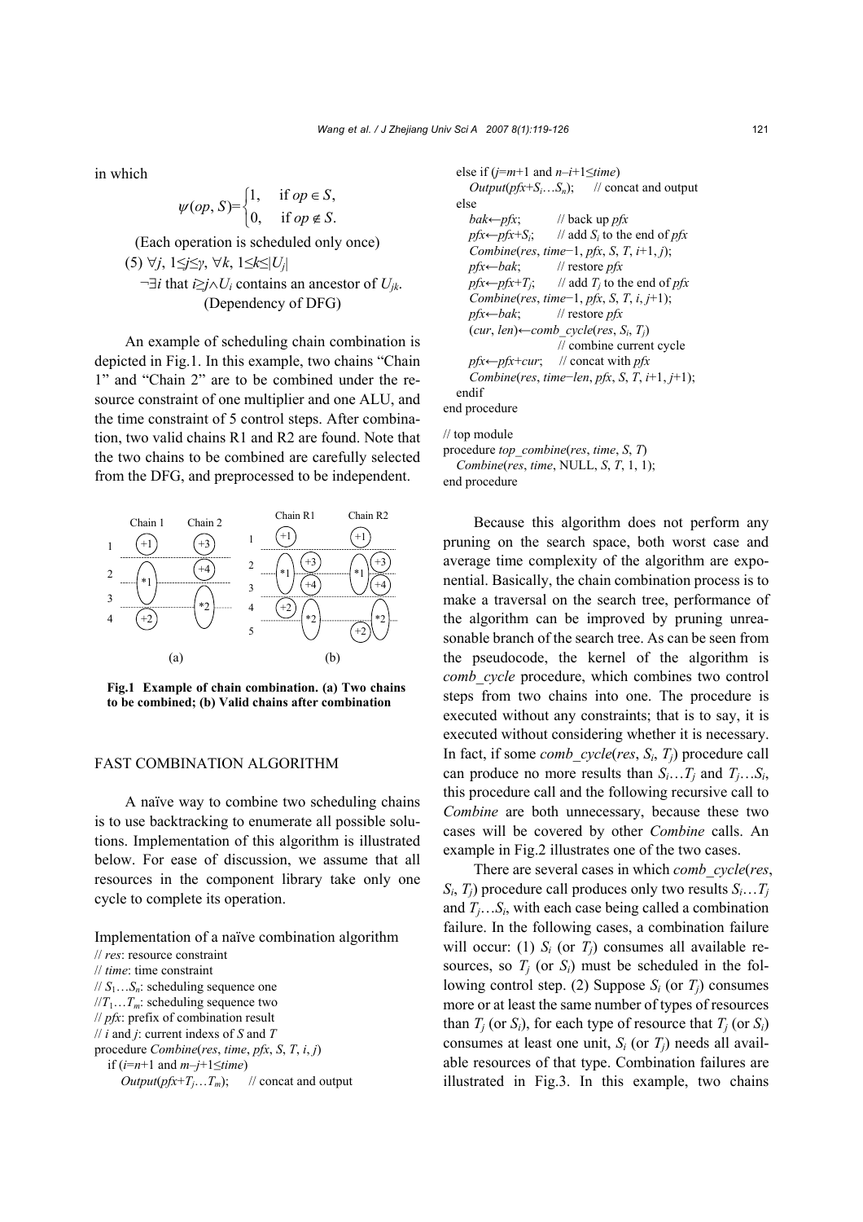in which

$$\psi(op, S)=\begin{cases}1, & \text{if } op \in S,\\ 0, & \text{if } op \notin S.\end{cases}$$

(Each operation is scheduled only once)

(5) $\forall j$, $1\le j\le \gamma$, $\forall k$, $1\le k\le |U_j|$

$\neg\exists i$ that $i\ge j \wedge U_i$ contains an ancestor of $U_{jk}$.

(Dependency of DFG)

An example of scheduling chain combination is depicted in Fig.1. In this example, two chains "Chain 1" and "Chain 2" are to be combined under the resource constraint of one multiplier and one ALU, and the time constraint of 5 control steps. After combination, two valid chains R1 and R2 are found. Note that the two chains to be combined are carefully selected from the DFG, and preprocessed to be independent.

**Fig.1 Example of chain combination. (a) Two chains to be combined; (b) Valid chains after combination**

## FAST COMBINATION ALGORITHM

A naïve way to combine two scheduling chains is to use backtracking to enumerate all possible solutions. Implementation of this algorithm is illustrated below. For ease of discussion, we assume that all resources in the component library take only one cycle to complete its operation.

Implementation of a naïve combination algorithm

```
// res: resource constraint
// time: time constraint
// S1…Sn: scheduling sequence one
//T1…Tm: scheduling sequence two
// pfx: prefix of combination result
// i and j: current indexs of S and T
procedure Combine(res, time, pfx, S, T, i, j)
   if (i=n+1 and m–j+1≤time)
      Output(pfx+Tj…Tm);      // concat and output
   else if (j=m+1 and n–i+1≤time)
      Output(pfx+Si…Sn);      // concat and output
   else
      bak←pfx;          // back up pfx
      pfx←pfx+Si;       // add Si to the end of pfx
      Combine(res, time−1, pfx, S, T, i+1, j);
      pfx←bak;          // restore pfx
      pfx←pfx+Tj;       // add Tj to the end of pfx
      Combine(res, time−1, pfx, S, T, i, j+1);
      pfx←bak;          // restore pfx
      (cur, len)←comb_cycle(res, Si, Tj)
                        // combine current cycle
      pfx←pfx+cur;      // concat with pfx
      Combine(res, time−len, pfx, S, T, i+1, j+1);
   endif
end procedure

// top module
procedure top_combine(res, time, S, T)
   Combine(res, time, NULL, S, T, 1, 1);
end procedure
```

Because this algorithm does not perform any pruning on the search space, both worst case and average time complexity of the algorithm are exponential. Basically, the chain combination process is to make a traversal on the search tree, performance of the algorithm can be improved by pruning unreasonable branch of the search tree. As can be seen from the pseudocode, the kernel of the algorithm is *comb_cycle* procedure, which combines two control steps from two chains into one. The procedure is executed without any constraints; that is to say, it is executed without considering whether it is necessary. In fact, if some *comb_cycle*($res$, $S_i$, $T_j$) procedure call can produce no more results than $S_i\ldots T_j$ and $T_j\ldots S_i$, this procedure call and the following recursive call to *Combine* are both unnecessary, because these two cases will be covered by other *Combine* calls. An example in Fig.2 illustrates one of the two cases.

There are several cases in which *comb_cycle*($res$, $S_i$, $T_j$) procedure call produces only two results $S_i\ldots T_j$ and $T_j\ldots S_i$, with each case being called a combination failure. In the following cases, a combination failure will occur: (1) $S_i$ (or $T_j$) consumes all available resources, so $T_j$ (or $S_i$) must be scheduled in the following control step. (2) Suppose $S_i$ (or $T_j$) consumes more or at least the same number of types of resources than $T_j$ (or $S_i$), for each type of resource that $T_j$ (or $S_i$) consumes at least one unit, $S_i$ (or $T_j$) needs all available resources of that type. Combination failures are illustrated in Fig.3. In this example, two chains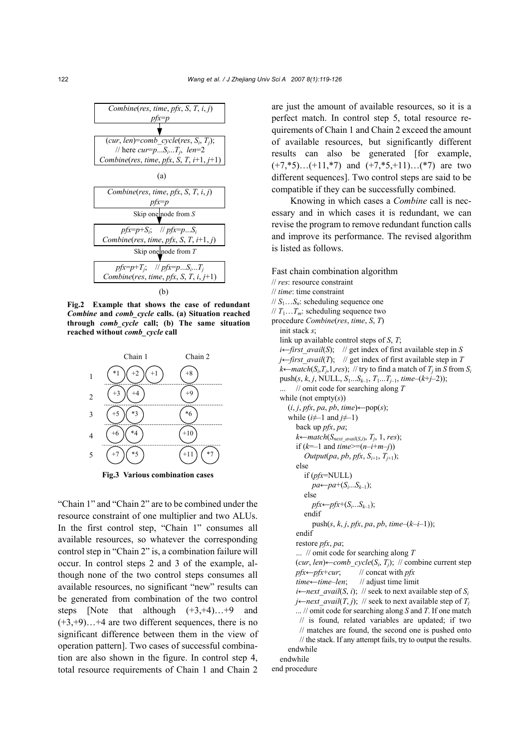Fig.2 Example that shows the case of redundant *Combine* and *comb_cycle* calls. (a) Situation reached through *comb_cycle* call; (b) The same situation reached without *comb_cycle* call

Fig.3 Various combination cases

"Chain 1" and "Chain 2" are to be combined under the resource constraint of one multiplier and two ALUs. In the first control step, "Chain 1" consumes all available resources, so whatever the corresponding control step in "Chain 2" is, a combination failure will occur. In control steps 2 and 3 of the example, although none of the two control steps consumes all available resources, no significant "new" results can be generated from combination of the two control steps [Note that although (+3,+4)…+9 and (+3,+9)…+4 are two different sequences, there is no significant difference between them in the view of operation pattern]. Two cases of successful combination are also shown in the figure. In control step 4, total resource requirements of Chain 1 and Chain 2 are just the amount of available resources, so it is a perfect match. In control step 5, total resource requirements of Chain 1 and Chain 2 exceed the amount of available resources, but significantly different results can also be generated [for example, (+7,*5)…(+11,*7) and (+7,*5,+11)…(*7) are two different sequences]. Two control steps are said to be compatible if they can be successfully combined.

Knowing in which cases a *Combine* call is necessary and in which cases it is redundant, we can revise the program to remove redundant function calls and improve its performance. The revised algorithm is listed as follows.

Fast chain combination algorithm

```
// res: resource constraint
// time: time constraint
// S1…Sn: scheduling sequence one
// T1…Tm: scheduling sequence two
procedure Combine(res, time, S, T)
   init stack s;
   link up available control steps of S, T;
   i←first_avail(S);   // get index of first available step in S
   j←first_avail(T);   // get index of first available step in T
   k←match(Si,Tj,1,res);  // try to find a match of Tj in S from Si
   push(s, k, j, NULL, S1...Sk–1, T1...Tj–1, time–(k+j–2));
   …   // omit code for searching along T
   while (not empty(s))
      (i, j, pfx, pa, pb, time)←pop(s);
      while (i≠–1 and j≠–1)
         back up pfx, pa;
         k←match(S_next_avail(S,i), Tj, 1, res);
         if (k=–1 and time>=(n–i+m–j))
            Output(pa, pb, pfx, Si+1, Tj+1);
         else
            if (pfx=NULL)
               pa←pa+(Si...Sk–1);
            else
               pfx←pfx+(Si...Sk–1);
            endif
               push(s, k, j, pfx, pa, pb, time–(k–i–1));
         endif
         restore pfx, pa;
         … // omit code for searching along T
         (cur, len)←comb_cycle(Si, Tj);  // combine current step
         pfx←pfx+cur;        // concat with pfx
         time←time–len;      // adjust time limit
         i←next_avail(S, i);  // seek to next available step of Si
         j←next_avail(T, j);  // seek to next available step of Tj
         … // omit code for searching along S and T. If one match
           // is found, related variables are updated; if two
           // matches are found, the second one is pushed onto
           // the stack. If any attempt fails, try to output the results.
      endwhile
   endwhile
end procedure
```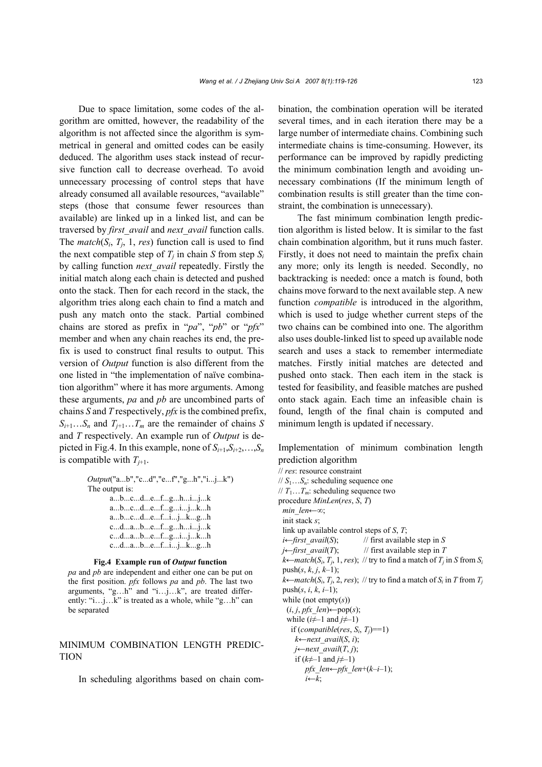Due to space limitation, some codes of the algorithm are omitted, however, the readability of the algorithm is not affected since the algorithm is symmetrical in general and omitted codes can be easily deduced. The algorithm uses stack instead of recursive function call to decrease overhead. To avoid unnecessary processing of control steps that have already consumed all available resources, "available" steps (those that consume fewer resources than available) are linked up in a linked list, and can be traversed by *first_avail* and *next_avail* function calls. The *match*($S_i$, $T_j$, 1, *res*) function call is used to find the next compatible step of $T_j$ in chain *S* from step $S_i$ by calling function *next_avail* repeatedly. Firstly the initial match along each chain is detected and pushed onto the stack. Then for each record in the stack, the algorithm tries along each chain to find a match and push any match onto the stack. Partial combined chains are stored as prefix in "*pa*", "*pb*" or "*pfx*" member and when any chain reaches its end, the prefix is used to construct final results to output. This version of *Output* function is also different from the one listed in "the implementation of naïve combination algorithm" where it has more arguments. Among these arguments, *pa* and *pb* are uncombined parts of chains *S* and *T* respectively, *pfx* is the combined prefix, $S_{i+1}\ldots S_n$ and $T_{j+1}\ldots T_m$ are the remainder of chains *S* and *T* respectively. An example run of *Output* is depicted in Fig.4. In this example, none of $S_{i+1}, S_{i+2}, \ldots, S_n$ is compatible with $T_{j+1}$.

```
Output("a...b","c...d","e...f","g...h","i...j...k")
The output is:
    a...b...c...d...e...f...g...h...i...j...k
    a...b...c...d...e...f...g...i...j...k...h
    a...b...c...d...e...f...i...j...k...g...h
    c...d...a...b...e...f...g...h...i...j...k
    c...d...a...b...e...f...g...i...j...k...h
    c...d...a...b...e...f...i...j...k...g...h
```

**Fig.4 Example run of *Output* function**

*pa* and *pb* are independent and either one can be put on the first position. *pfx* follows *pa* and *pb*. The last two arguments, "g…h" and "i…j…k", are treated differently: "i…j…k" is treated as a whole, while "g…h" can be separated

## MINIMUM COMBINATION LENGTH PREDICTION

In scheduling algorithms based on chain combination, the combination operation will be iterated several times, and in each iteration there may be a large number of intermediate chains. Combining such intermediate chains is time-consuming. However, its performance can be improved by rapidly predicting the minimum combination length and avoiding unnecessary combinations (If the minimum length of combination results is still greater than the time constraint, the combination is unnecessary).

The fast minimum combination length prediction algorithm is listed below. It is similar to the fast chain combination algorithm, but it runs much faster. Firstly, it does not need to maintain the prefix chain any more; only its length is needed. Secondly, no backtracking is needed: once a match is found, both chains move forward to the next available step. A new function *compatible* is introduced in the algorithm, which is used to judge whether current steps of the two chains can be combined into one. The algorithm also uses double-linked list to speed up available node search and uses a stack to remember intermediate matches. Firstly initial matches are detected and pushed onto stack. Then each item in the stack is tested for feasibility, and feasible matches are pushed onto stack again. Each time an infeasible chain is found, length of the final chain is computed and minimum length is updated if necessary.

Implementation of minimum combination length prediction algorithm

```
// res: resource constraint
// S1…Sn: scheduling sequence one
// T1…Tm: scheduling sequence two
procedure MinLen(res, S, T)
  min_len←∞;
  init stack s;
  link up available control steps of S, T;
  i←first_avail(S);          // first available step in S
  j←first_avail(T);          // first available step in T
  k←match(Si, Tj, 1, res);  // try to find a match of Tj in S from Si
  push(s, k, j, k–1);
  k←match(Si, Tj, 2, res);  // try to find a match of Si in T from Tj
  push(s, i, k, i–1);
  while (not empty(s))
    (i, j, pfx_len)←pop(s);
    while (i≠–1 and j≠–1)
      if (compatible(res, Si, Tj)==1)
        k←next_avail(S, i);
        j←next_avail(T, j);
        if (k≠–1 and j≠–1)
            pfx_len←pfx_len+(k–i–1);
            i←k;
```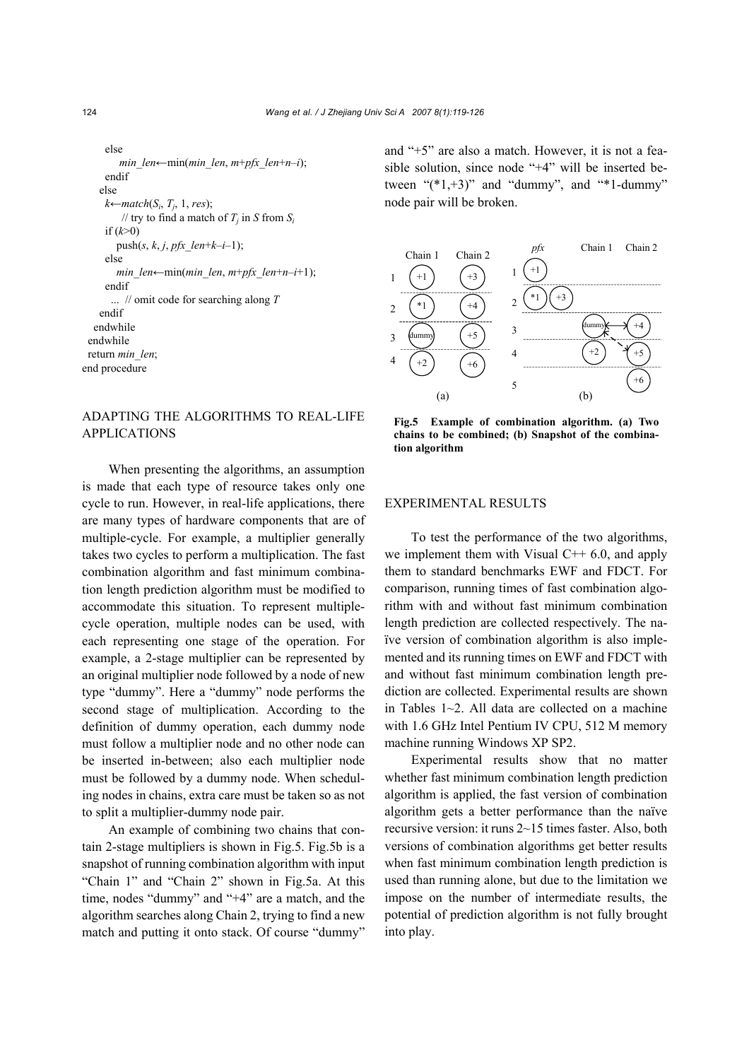```
      else
        min_len←min(min_len, m+pfx_len+n–i);
      endif
    else
      k←match(S_i, T_j, 1, res);
        // try to find a match of T_j in S from S_i
      if (k>0)
        push(s, k, j, pfx_len+k–i–1);
      else
        min_len←min(min_len, m+pfx_len+n–i+1);
      endif
      ... // omit code for searching along T
    endif
  endwhile
endwhile
return min_len;
end procedure
```

## ADAPTING THE ALGORITHMS TO REAL-LIFE APPLICATIONS

When presenting the algorithms, an assumption is made that each type of resource takes only one cycle to run. However, in real-life applications, there are many types of hardware components that are of multiple-cycle. For example, a multiplier generally takes two cycles to perform a multiplication. The fast combination algorithm and fast minimum combination length prediction algorithm must be modified to accommodate this situation. To represent multiple-cycle operation, multiple nodes can be used, with each representing one stage of the operation. For example, a 2-stage multiplier can be represented by an original multiplier node followed by a node of new type "dummy". Here a "dummy" node performs the second stage of multiplication. According to the definition of dummy operation, each dummy node must follow a multiplier node and no other node can be inserted in-between; also each multiplier node must be followed by a dummy node. When scheduling nodes in chains, extra care must be taken so as not to split a multiplier-dummy node pair.

An example of combining two chains that contain 2-stage multipliers is shown in Fig.5. Fig.5b is a snapshot of running combination algorithm with input "Chain 1" and "Chain 2" shown in Fig.5a. At this time, nodes "dummy" and "+4" are a match, and the algorithm searches along Chain 2, trying to find a new match and putting it onto stack. Of course "dummy" and "+5" are also a match. However, it is not a feasible solution, since node "+4" will be inserted between "(*1,+3)" and "dummy", and "*1-dummy" node pair will be broken.

**Fig.5 Example of combination algorithm. (a) Two chains to be combined; (b) Snapshot of the combination algorithm**

## EXPERIMENTAL RESULTS

To test the performance of the two algorithms, we implement them with Visual C++ 6.0, and apply them to standard benchmarks EWF and FDCT. For comparison, running times of fast combination algorithm with and without fast minimum combination length prediction are collected respectively. The naïve version of combination algorithm is also implemented and its running times on EWF and FDCT with and without fast minimum combination length prediction are collected. Experimental results are shown in Tables 1~2. All data are collected on a machine with 1.6 GHz Intel Pentium IV CPU, 512 M memory machine running Windows XP SP2.

Experimental results show that no matter whether fast minimum combination length prediction algorithm is applied, the fast version of combination algorithm gets a better performance than the naïve recursive version: it runs 2~15 times faster. Also, both versions of combination algorithms get better results when fast minimum combination length prediction is used than running alone, but due to the limitation we impose on the number of intermediate results, the potential of prediction algorithm is not fully brought into play.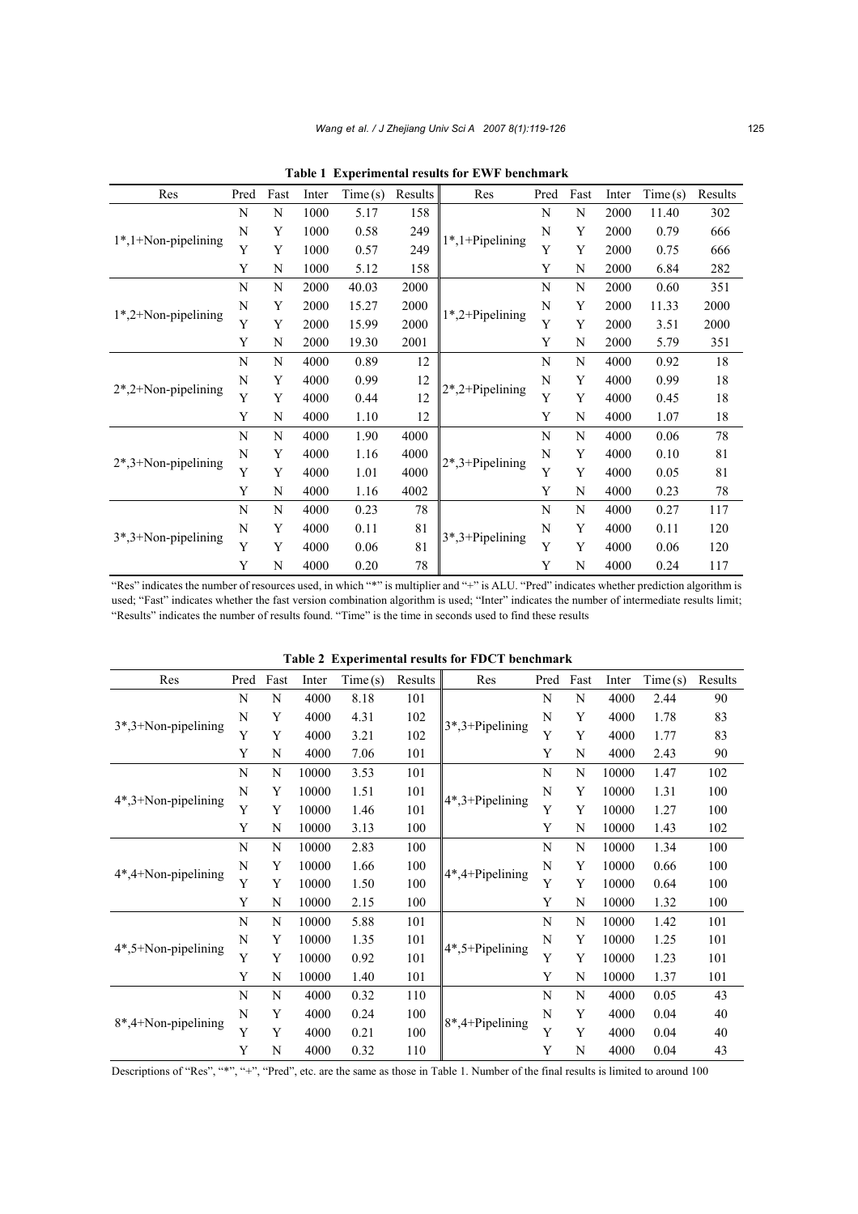**Table 1 Experimental results for EWF benchmark**

| Res | Pred | Fast | Inter | Time (s) | Results | Res | Pred | Fast | Inter | Time (s) | Results |
|---|---|---|---|---|---|---|---|---|---|---|---|
| 1*,1+Non-pipelining | N | N | 1000 | 5.17 | 158 | 1*,1+Pipelining | N | N | 2000 | 11.40 | 302 |
| | N | Y | 1000 | 0.58 | 249 | | N | Y | 2000 | 0.79 | 666 |
| | Y | Y | 1000 | 0.57 | 249 | | Y | Y | 2000 | 0.75 | 666 |
| | Y | N | 1000 | 5.12 | 158 | | Y | N | 2000 | 6.84 | 282 |
| 1*,2+Non-pipelining | N | N | 2000 | 40.03 | 2000 | 1*,2+Pipelining | N | N | 2000 | 0.60 | 351 |
| | N | Y | 2000 | 15.27 | 2000 | | N | Y | 2000 | 11.33 | 2000 |
| | Y | Y | 2000 | 15.99 | 2000 | | Y | Y | 2000 | 3.51 | 2000 |
| | Y | N | 2000 | 19.30 | 2001 | | Y | N | 2000 | 5.79 | 351 |
| 2*,2+Non-pipelining | N | N | 4000 | 0.89 | 12 | 2*,2+Pipelining | N | N | 4000 | 0.92 | 18 |
| | N | Y | 4000 | 0.99 | 12 | | N | Y | 4000 | 0.99 | 18 |
| | Y | Y | 4000 | 0.44 | 12 | | Y | Y | 4000 | 0.45 | 18 |
| | Y | N | 4000 | 1.10 | 12 | | Y | N | 4000 | 1.07 | 18 |
| 2*,3+Non-pipelining | N | N | 4000 | 1.90 | 4000 | 2*,3+Pipelining | N | N | 4000 | 0.06 | 78 |
| | N | Y | 4000 | 1.16 | 4000 | | N | Y | 4000 | 0.10 | 81 |
| | Y | Y | 4000 | 1.01 | 4000 | | Y | Y | 4000 | 0.05 | 81 |
| | Y | N | 4000 | 1.16 | 4002 | | Y | N | 4000 | 0.23 | 78 |
| 3*,3+Non-pipelining | N | N | 4000 | 0.23 | 78 | 3*,3+Pipelining | N | N | 4000 | 0.27 | 117 |
| | N | Y | 4000 | 0.11 | 81 | | N | Y | 4000 | 0.11 | 120 |
| | Y | Y | 4000 | 0.06 | 81 | | Y | Y | 4000 | 0.06 | 120 |
| | Y | N | 4000 | 0.20 | 78 | | Y | N | 4000 | 0.24 | 117 |

"Res" indicates the number of resources used, in which "*" is multiplier and "+" is ALU. "Pred" indicates whether prediction algorithm is used; "Fast" indicates whether the fast version combination algorithm is used; "Inter" indicates the number of intermediate results limit; "Results" indicates the number of results found. "Time" is the time in seconds used to find these results

**Table 2 Experimental results for FDCT benchmark**

| Res | Pred | Fast | Inter | Time (s) | Results | Res | Pred | Fast | Inter | Time (s) | Results |
|---|---|---|---|---|---|---|---|---|---|---|---|
| 3*,3+Non-pipelining | N | N | 4000 | 8.18 | 101 | 3*,3+Pipelining | N | N | 4000 | 2.44 | 90 |
| | N | Y | 4000 | 4.31 | 102 | | N | Y | 4000 | 1.78 | 83 |
| | Y | Y | 4000 | 3.21 | 102 | | Y | Y | 4000 | 1.77 | 83 |
| | Y | N | 4000 | 7.06 | 101 | | Y | N | 4000 | 2.43 | 90 |
| 4*,3+Non-pipelining | N | N | 10000 | 3.53 | 101 | 4*,3+Pipelining | N | N | 10000 | 1.47 | 102 |
| | N | Y | 10000 | 1.51 | 101 | | N | Y | 10000 | 1.31 | 100 |
| | Y | Y | 10000 | 1.46 | 101 | | Y | Y | 10000 | 1.27 | 100 |
| | Y | N | 10000 | 3.13 | 100 | | Y | N | 10000 | 1.43 | 102 |
| 4*,4+Non-pipelining | N | N | 10000 | 2.83 | 100 | 4*,4+Pipelining | N | N | 10000 | 1.34 | 100 |
| | N | Y | 10000 | 1.66 | 100 | | N | Y | 10000 | 0.66 | 100 |
| | Y | Y | 10000 | 1.50 | 100 | | Y | Y | 10000 | 0.64 | 100 |
| | Y | N | 10000 | 2.15 | 100 | | Y | N | 10000 | 1.32 | 100 |
| 4*,5+Non-pipelining | N | N | 10000 | 5.88 | 101 | 4*,5+Pipelining | N | N | 10000 | 1.42 | 101 |
| | N | Y | 10000 | 1.35 | 101 | | N | Y | 10000 | 1.25 | 101 |
| | Y | Y | 10000 | 0.92 | 101 | | Y | Y | 10000 | 1.23 | 101 |
| | Y | N | 10000 | 1.40 | 101 | | Y | N | 10000 | 1.37 | 101 |
| 8*,4+Non-pipelining | N | N | 4000 | 0.32 | 110 | 8*,4+Pipelining | N | N | 4000 | 0.05 | 43 |
| | N | Y | 4000 | 0.24 | 100 | | N | Y | 4000 | 0.04 | 40 |
| | Y | Y | 4000 | 0.21 | 100 | | Y | Y | 4000 | 0.04 | 40 |
| | Y | N | 4000 | 0.32 | 110 | | Y | N | 4000 | 0.04 | 43 |

Descriptions of "Res", "*", "+", "Pred", etc. are the same as those in Table 1. Number of the final results is limited to around 100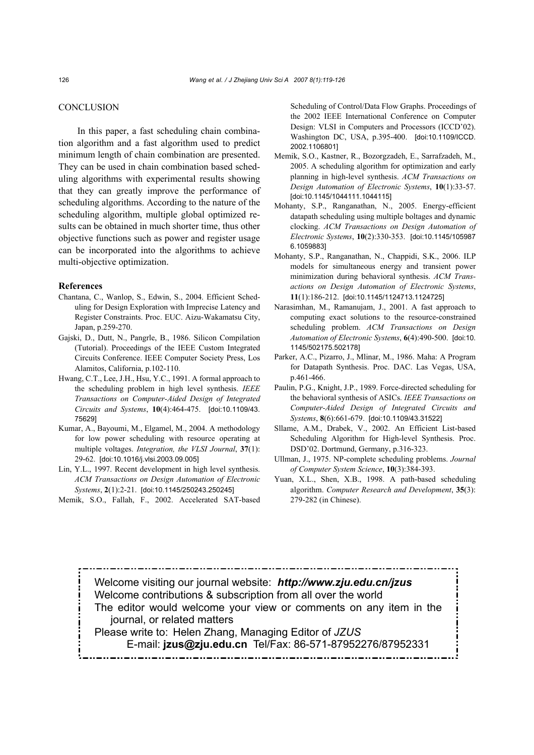## CONCLUSION

In this paper, a fast scheduling chain combination algorithm and a fast algorithm used to predict minimum length of chain combination are presented. They can be used in chain combination based scheduling algorithms with experimental results showing that they can greatly improve the performance of scheduling algorithms. According to the nature of the scheduling algorithm, multiple global optimized results can be obtained in much shorter time, thus other objective functions such as power and register usage can be incorporated into the algorithms to achieve multi-objective optimization.

### References

Chantana, C., Wanlop, S., Edwin, S., 2004. Efficient Scheduling for Design Exploration with Imprecise Latency and Register Constraints. Proc. EUC. Aizu-Wakamatsu City, Japan, p.259-270.

Gajski, D., Dutt, N., Pangrle, B., 1986. Silicon Compilation (Tutorial). Proceedings of the IEEE Custom Integrated Circuits Conference. IEEE Computer Society Press, Los Alamitos, California, p.102-110.

Hwang, C.T., Lee, J.H., Hsu, Y.C., 1991. A formal approach to the scheduling problem in high level synthesis. *IEEE Transactions on Computer-Aided Design of Integrated Circuits and Systems*, **10**(4):464-475. [doi:10.1109/43.75629]

Kumar, A., Bayoumi, M., Elgamel, M., 2004. A methodology for low power scheduling with resource operating at multiple voltages. *Integration, the VLSI Journal*, **37**(1): 29-62. [doi:10.1016/j.vlsi.2003.09.005]

Lin, Y.L., 1997. Recent development in high level synthesis. *ACM Transactions on Design Automation of Electronic Systems*, **2**(1):2-21. [doi:10.1145/250243.250245]

Memik, S.O., Fallah, F., 2002. Accelerated SAT-based Scheduling of Control/Data Flow Graphs. Proceedings of the 2002 IEEE International Conference on Computer Design: VLSI in Computers and Processors (ICCD'02). Washington DC, USA, p.395-400. [doi:10.1109/ICCD.2002.1106801]

Memik, S.O., Kastner, R., Bozorgzadeh, E., Sarrafzadeh, M., 2005. A scheduling algorithm for optimization and early planning in high-level synthesis. *ACM Transactions on Design Automation of Electronic Systems*, **10**(1):33-57. [doi:10.1145/1044111.1044115]

Mohanty, S.P., Ranganathan, N., 2005. Energy-efficient datapath scheduling using multiple boltages and dynamic clocking. *ACM Transactions on Design Automation of Electronic Systems*, **10**(2):330-353. [doi:10.1145/1059876.1059883]

Mohanty, S.P., Ranganathan, N., Chappidi, S.K., 2006. ILP models for simultaneous energy and transient power minimization during behavioral synthesis. *ACM Transactions on Design Automation of Electronic Systems*, **11**(1):186-212. [doi:10.1145/1124713.1124725]

Narasimhan, M., Ramanujam, J., 2001. A fast approach to computing exact solutions to the resource-constrained scheduling problem. *ACM Transactions on Design Automation of Electronic Systems*, **6**(4):490-500. [doi:10.1145/502175.502178]

Parker, A.C., Pizarro, J., Mlinar, M., 1986. Maha: A Program for Datapath Synthesis. Proc. DAC. Las Vegas, USA, p.461-466.

Paulin, P.G., Knight, J.P., 1989. Force-directed scheduling for the behavioral synthesis of ASICs. *IEEE Transactions on Computer-Aided Design of Integrated Circuits and Systems*, **8**(6):661-679. [doi:10.1109/43.31522]

Sllame, A.M., Drabek, V., 2002. An Efficient List-based Scheduling Algorithm for High-level Synthesis. Proc. DSD'02. Dortmund, Germany, p.316-323.

Ullman, J., 1975. NP-complete scheduling problems. *Journal of Computer System Science*, **10**(3):384-393.

Yuan, X.L., Shen, X.B., 1998. A path-based scheduling algorithm. *Computer Research and Development*, **35**(3): 279-282 (in Chinese).

---

Welcome visiting our journal website: ***http://www.zju.edu.cn/jzus***
Welcome contributions & subscription from all over the world
The editor would welcome your view or comments on any item in the journal, or related matters
Please write to: Helen Zhang, Managing Editor of *JZUS*
E-mail: **jzus@zju.edu.cn** Tel/Fax: 86-571-87952276/87952331

---